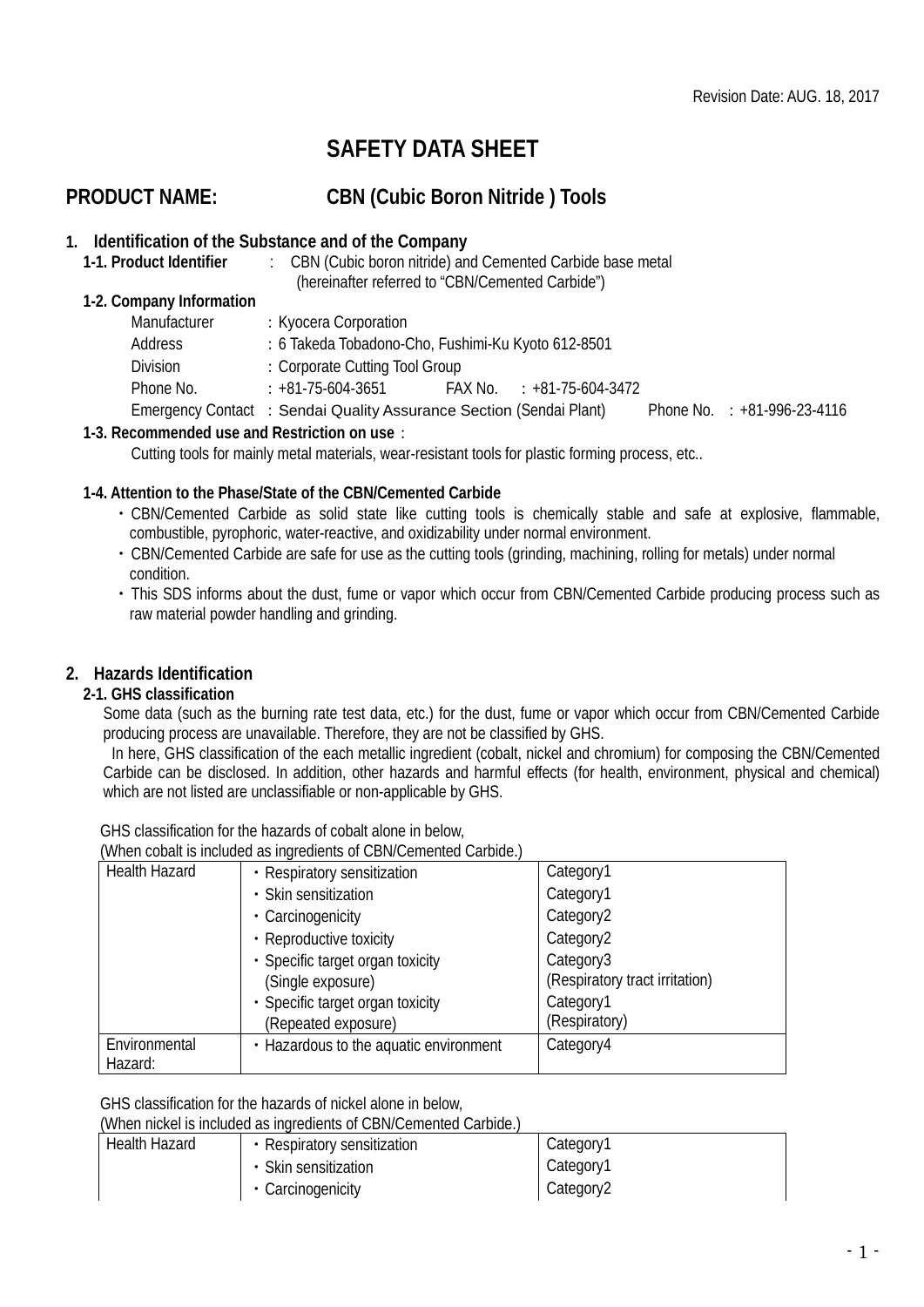Revision Date: AUG. 18, 2017

# SAFETY DATA SHEET

## PRODUCT NAME: CBN (Cubic Boron Nitride ) Tools

### 1. Identification of the Substance and of the Company

**1-1. Product Identifier** : CBN (Cubic boron nitride) and Cemented Carbide base metal (hereinafter referred to "CBN/Cemented Carbide")

**1-2. Company Information**

Manufacturer : Kyocera Corporation
Address : 6 Takeda Tobadono-Cho, Fushimi-Ku Kyoto 612-8501
Division : Corporate Cutting Tool Group
Phone No. : +81-75-604-3651 FAX No. : +81-75-604-3472
Emergency Contact : Sendai Quality Assurance Section (Sendai Plant) Phone No. : +81-996-23-4116

**1-3. Recommended use and Restriction on use** :

Cutting tools for mainly metal materials, wear-resistant tools for plastic forming process, etc..

**1-4. Attention to the Phase/State of the CBN/Cemented Carbide**

- CBN/Cemented Carbide as solid state like cutting tools is chemically stable and safe at explosive, flammable, combustible, pyrophoric, water-reactive, and oxidizability under normal environment.
- CBN/Cemented Carbide are safe for use as the cutting tools (grinding, machining, rolling for metals) under normal condition.
- This SDS informs about the dust, fume or vapor which occur from CBN/Cemented Carbide producing process such as raw material powder handling and grinding.

### 2. Hazards Identification

**2-1. GHS classification**

Some data (such as the burning rate test data, etc.) for the dust, fume or vapor which occur from CBN/Cemented Carbide producing process are unavailable. Therefore, they are not be classified by GHS.

In here, GHS classification of the each metallic ingredient (cobalt, nickel and chromium) for composing the CBN/Cemented Carbide can be disclosed. In addition, other hazards and harmful effects (for health, environment, physical and chemical) which are not listed are unclassifiable or non-applicable by GHS.

GHS classification for the hazards of cobalt alone in below,
(When cobalt is included as ingredients of CBN/Cemented Carbide.)

| | | |
|---|---|---|
| Health Hazard | ・Respiratory sensitization | Category1 |
| | ・Skin sensitization | Category1 |
| | ・Carcinogenicity | Category2 |
| | ・Reproductive toxicity | Category2 |
| | ・Specific target organ toxicity (Single exposure) | Category3 (Respiratory tract irritation) |
| | ・Specific target organ toxicity (Repeated exposure) | Category1 (Respiratory) |
| Environmental Hazard: | ・Hazardous to the aquatic environment | Category4 |

GHS classification for the hazards of nickel alone in below,
(When nickel is included as ingredients of CBN/Cemented Carbide.)

| | | |
|---|---|---|
| Health Hazard | ・Respiratory sensitization | Category1 |
| | ・Skin sensitization | Category1 |
| | ・Carcinogenicity | Category2 |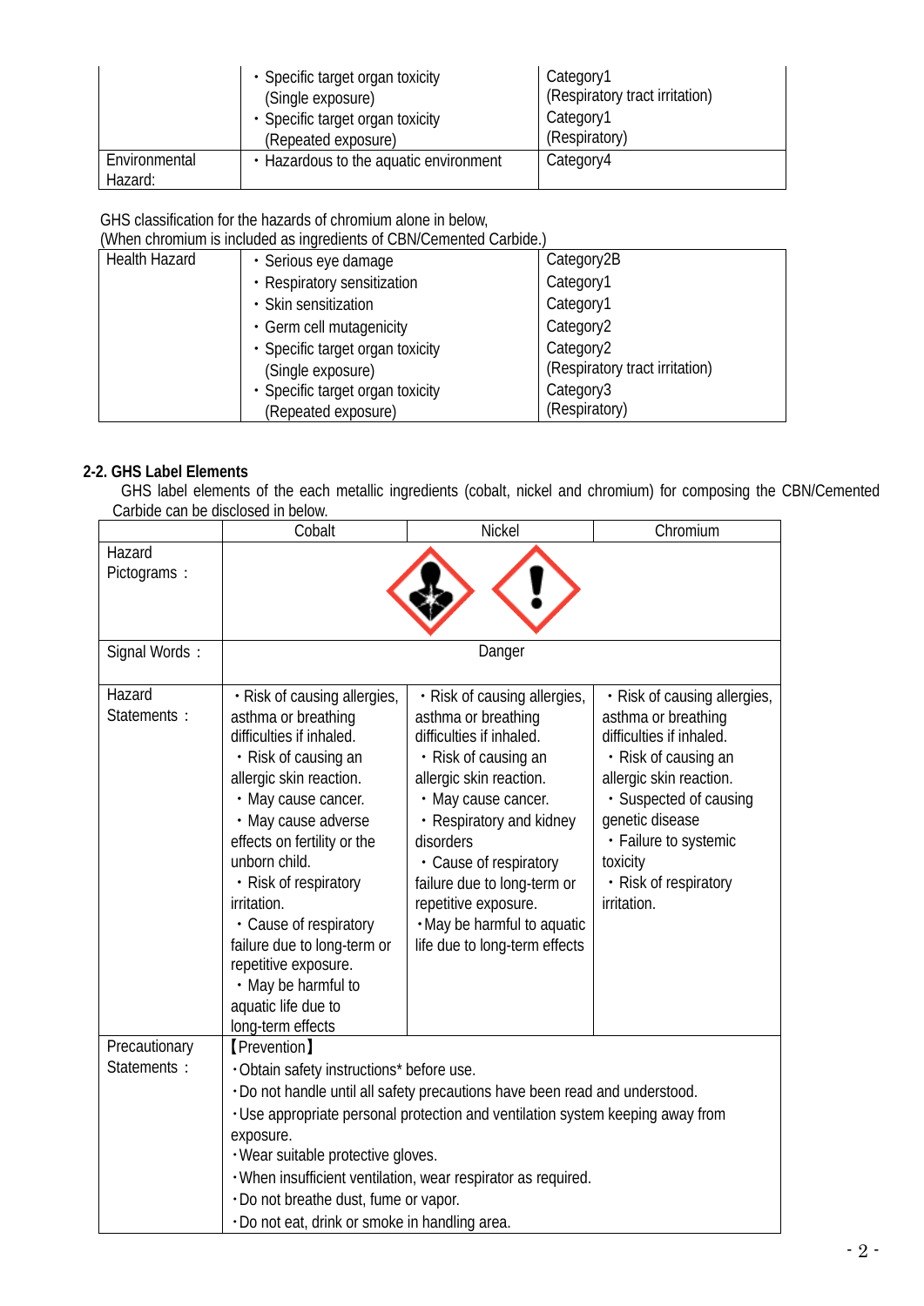| | | |
|---|---|---|
| | ・Specific target organ toxicity (Single exposure)<br>・Specific target organ toxicity (Repeated exposure) | Category1 (Respiratory tract irritation)<br>Category1 (Respiratory) |
| Environmental Hazard: | ・Hazardous to the aquatic environment | Category4 |

GHS classification for the hazards of chromium alone in below,
(When chromium is included as ingredients of CBN/Cemented Carbide.)

| | | |
|---|---|---|
| Health Hazard | ・Serious eye damage<br>・Respiratory sensitization<br>・Skin sensitization<br>・Germ cell mutagenicity<br>・Specific target organ toxicity (Single exposure)<br>・Specific target organ toxicity (Repeated exposure) | Category2B<br>Category1<br>Category1<br>Category2<br>Category2 (Respiratory tract irritation)<br>Category3 (Respiratory) |

**2-2. GHS Label Elements**

GHS label elements of the each metallic ingredients (cobalt, nickel and chromium) for composing the CBN/Cemented Carbide can be disclosed in below.

| | Cobalt | Nickel | Chromium |
|---|---|---|---|
| Hazard Pictograms : | | | |
| Signal Words : | Danger | | |
| Hazard Statements : | ・Risk of causing allergies, asthma or breathing difficulties if inhaled.<br>・Risk of causing an allergic skin reaction.<br>・May cause cancer.<br>・May cause adverse effects on fertility or the unborn child.<br>・Risk of respiratory irritation.<br>・Cause of respiratory failure due to long-term or repetitive exposure.<br>・May be harmful to aquatic life due to long-term effects | ・Risk of causing allergies, asthma or breathing difficulties if inhaled.<br>・Risk of causing an allergic skin reaction.<br>・May cause cancer.<br>・Respiratory and kidney disorders<br>・Cause of respiratory failure due to long-term or repetitive exposure.<br>・May be harmful to aquatic life due to long-term effects | ・Risk of causing allergies, asthma or breathing difficulties if inhaled.<br>・Risk of causing an allergic skin reaction.<br>・Suspected of causing genetic disease<br>・Failure to systemic toxicity<br>・Risk of respiratory irritation. |
| Precautionary Statements : | 【Prevention】<br>・Obtain safety instructions* before use.<br>・Do not handle until all safety precautions have been read and understood.<br>・Use appropriate personal protection and ventilation system keeping away from exposure.<br>・Wear suitable protective gloves.<br>・When insufficient ventilation, wear respirator as required.<br>・Do not breathe dust, fume or vapor.<br>・Do not eat, drink or smoke in handling area. | | |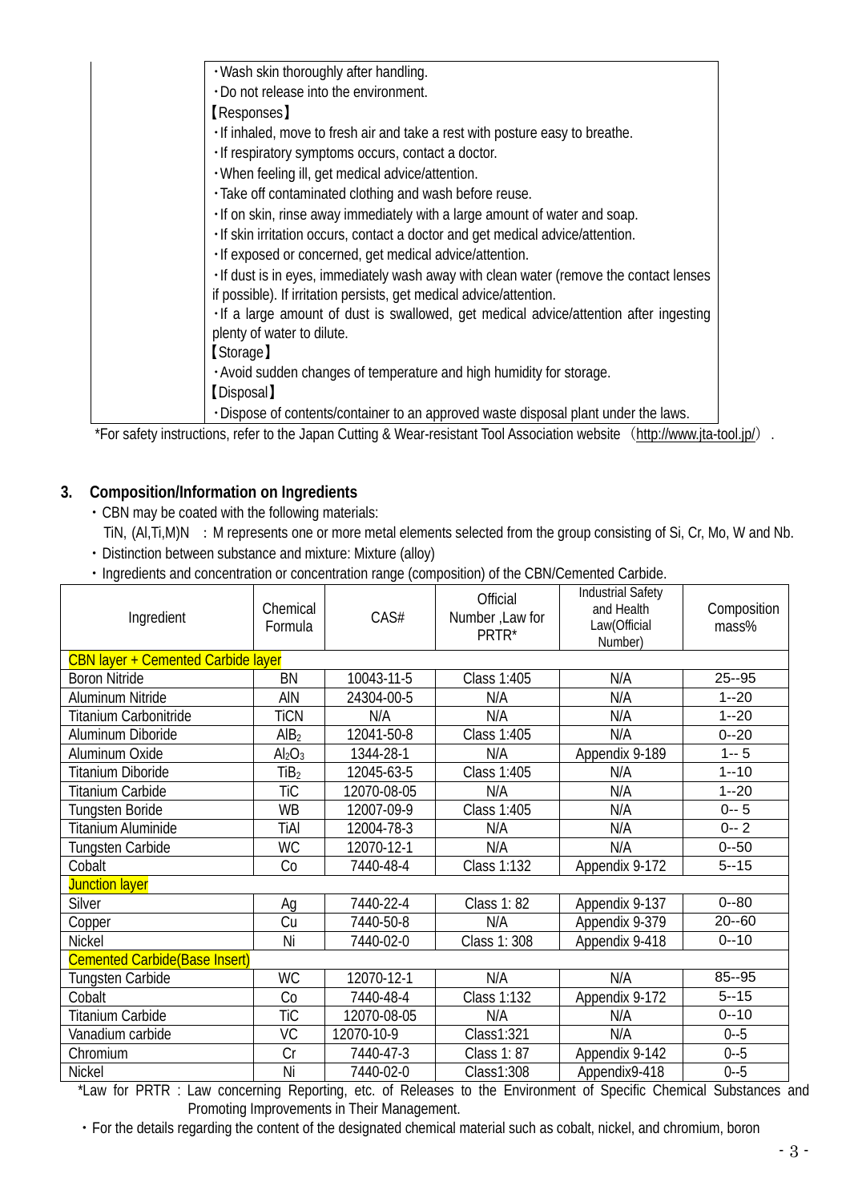| | ・Wash skin thoroughly after handling.<br>・Do not release into the environment.<br>【Responses】<br>・If inhaled, move to fresh air and take a rest with posture easy to breathe.<br>・If respiratory symptoms occurs, contact a doctor.<br>・When feeling ill, get medical advice/attention.<br>・Take off contaminated clothing and wash before reuse.<br>・If on skin, rinse away immediately with a large amount of water and soap.<br>・If skin irritation occurs, contact a doctor and get medical advice/attention.<br>・If exposed or concerned, get medical advice/attention.<br>・If dust is in eyes, immediately wash away with clean water (remove the contact lenses if possible). If irritation persists, get medical advice/attention.<br>・If a large amount of dust is swallowed, get medical advice/attention after ingesting plenty of water to dilute.<br>【Storage】<br>・Avoid sudden changes of temperature and high humidity for storage.<br>【Disposal】<br>・Dispose of contents/container to an approved waste disposal plant under the laws. |
|---|---|

*For safety instructions, refer to the Japan Cutting & Wear-resistant Tool Association website （http://www.jta-tool.jp/）.

## 3. Composition/Information on Ingredients

- CBN may be coated with the following materials:
  TiN, (Al,Ti,M)N : M represents one or more metal elements selected from the group consisting of Si, Cr, Mo, W and Nb.
- Distinction between substance and mixture: Mixture (alloy)
- Ingredients and concentration or concentration range (composition) of the CBN/Cemented Carbide.

| Ingredient | Chemical Formula | CAS# | Official Number ,Law for PRTR* | Industrial Safety and Health Law(Official Number) | Composition mass% |
|---|---|---|---|---|---|
| CBN layer + Cemented Carbide layer | | | | | |
| Boron Nitride | BN | 10043-11-5 | Class 1:405 | N/A | 25--95 |
| Aluminum Nitride | AlN | 24304-00-5 | N/A | N/A | 1--20 |
| Titanium Carbonitride | TiCN | N/A | N/A | N/A | 1--20 |
| Aluminum Diboride | $AlB_2$ | 12041-50-8 | Class 1:405 | N/A | 0--20 |
| Aluminum Oxide | $Al_2O_3$ | 1344-28-1 | N/A | Appendix 9-189 | 1-- 5 |
| Titanium Diboride | $TiB_2$ | 12045-63-5 | Class 1:405 | N/A | 1--10 |
| Titanium Carbide | TiC | 12070-08-05 | N/A | N/A | 1--20 |
| Tungsten Boride | WB | 12007-09-9 | Class 1:405 | N/A | 0-- 5 |
| Titanium Aluminide | TiAl | 12004-78-3 | N/A | N/A | 0-- 2 |
| Tungsten Carbide | WC | 12070-12-1 | N/A | N/A | 0--50 |
| Cobalt | Co | 7440-48-4 | Class 1:132 | Appendix 9-172 | 5--15 |
| Junction layer | | | | | |
| Silver | Ag | 7440-22-4 | Class 1: 82 | Appendix 9-137 | 0--80 |
| Copper | Cu | 7440-50-8 | N/A | Appendix 9-379 | 20--60 |
| Nickel | Ni | 7440-02-0 | Class 1: 308 | Appendix 9-418 | 0--10 |
| Cemented Carbide(Base Insert) | | | | | |
| Tungsten Carbide | WC | 12070-12-1 | N/A | N/A | 85--95 |
| Cobalt | Co | 7440-48-4 | Class 1:132 | Appendix 9-172 | 5--15 |
| Titanium Carbide | TiC | 12070-08-05 | N/A | N/A | 0--10 |
| Vanadium carbide | VC | 12070-10-9 | Class1:321 | N/A | 0--5 |
| Chromium | Cr | 7440-47-3 | Class 1: 87 | Appendix 9-142 | 0--5 |
| Nickel | Ni | 7440-02-0 | Class1:308 | Appendix9-418 | 0--5 |

*Law for PRTR : Law concerning Reporting, etc. of Releases to the Environment of Specific Chemical Substances and Promoting Improvements in Their Management.

- For the details regarding the content of the designated chemical material such as cobalt, nickel, and chromium, boron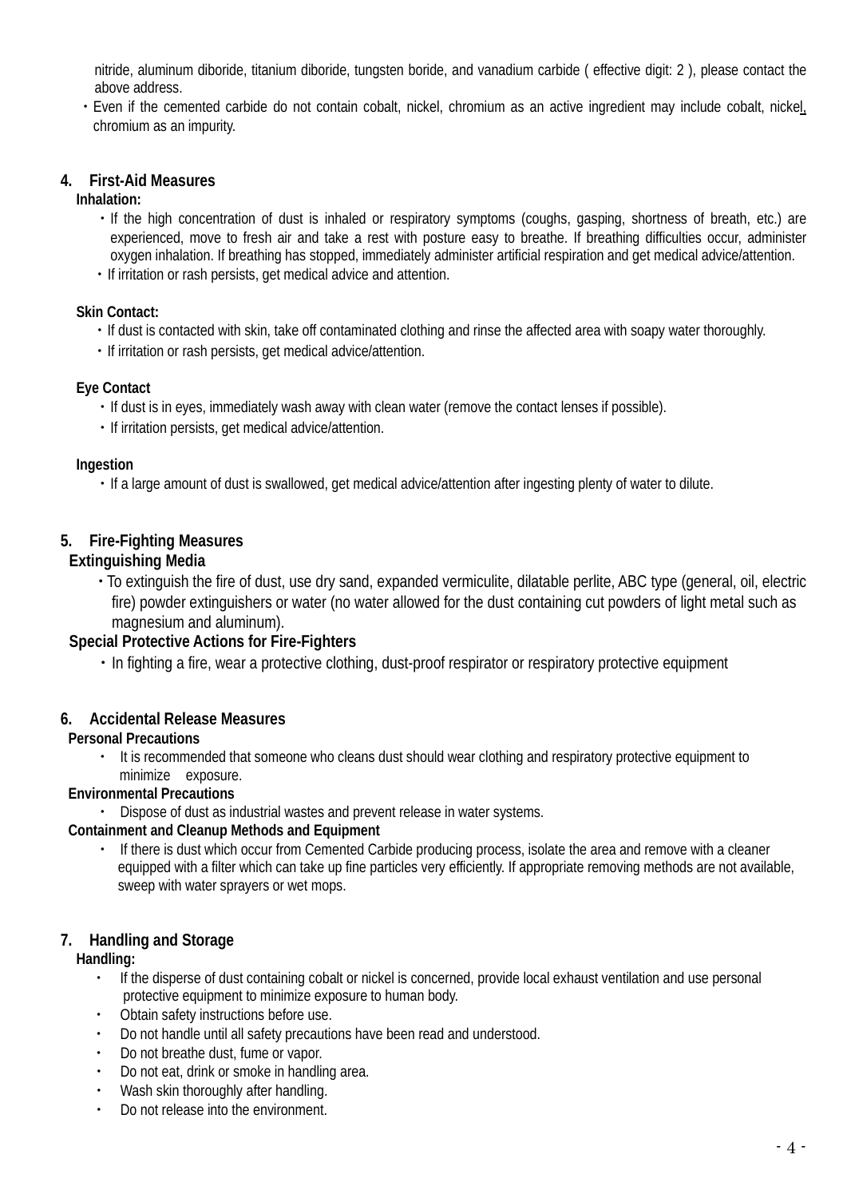nitride, aluminum diboride, titanium diboride, tungsten boride, and vanadium carbide ( effective digit: 2 ), please contact the above address.

・Even if the cemented carbide do not contain cobalt, nickel, chromium as an active ingredient may include cobalt, nickel, chromium as an impurity.

## 4. First-Aid Measures

**Inhalation:**

・If the high concentration of dust is inhaled or respiratory symptoms (coughs, gasping, shortness of breath, etc.) are experienced, move to fresh air and take a rest with posture easy to breathe. If breathing difficulties occur, administer oxygen inhalation. If breathing has stopped, immediately administer artificial respiration and get medical advice/attention.

・If irritation or rash persists, get medical advice and attention.

**Skin Contact:**

・If dust is contacted with skin, take off contaminated clothing and rinse the affected area with soapy water thoroughly.

・If irritation or rash persists, get medical advice/attention.

**Eye Contact**

・If dust is in eyes, immediately wash away with clean water (remove the contact lenses if possible).

・If irritation persists, get medical advice/attention.

**Ingestion**

・If a large amount of dust is swallowed, get medical advice/attention after ingesting plenty of water to dilute.

## 5. Fire-Fighting Measures

**Extinguishing Media**

・To extinguish the fire of dust, use dry sand, expanded vermiculite, dilatable perlite, ABC type (general, oil, electric fire) powder extinguishers or water (no water allowed for the dust containing cut powders of light metal such as magnesium and aluminum).

**Special Protective Actions for Fire-Fighters**

・In fighting a fire, wear a protective clothing, dust-proof respirator or respiratory protective equipment

## 6. Accidental Release Measures

**Personal Precautions**

・ It is recommended that someone who cleans dust should wear clothing and respiratory protective equipment to minimize exposure.

**Environmental Precautions**

・ Dispose of dust as industrial wastes and prevent release in water systems.

**Containment and Cleanup Methods and Equipment**

・ If there is dust which occur from Cemented Carbide producing process, isolate the area and remove with a cleaner equipped with a filter which can take up fine particles very efficiently. If appropriate removing methods are not available, sweep with water sprayers or wet mops.

## 7. Handling and Storage

**Handling:**

・ If the disperse of dust containing cobalt or nickel is concerned, provide local exhaust ventilation and use personal protective equipment to minimize exposure to human body.

・ Obtain safety instructions before use.

・ Do not handle until all safety precautions have been read and understood.

・ Do not breathe dust, fume or vapor.

・ Do not eat, drink or smoke in handling area.

・ Wash skin thoroughly after handling.

・ Do not release into the environment.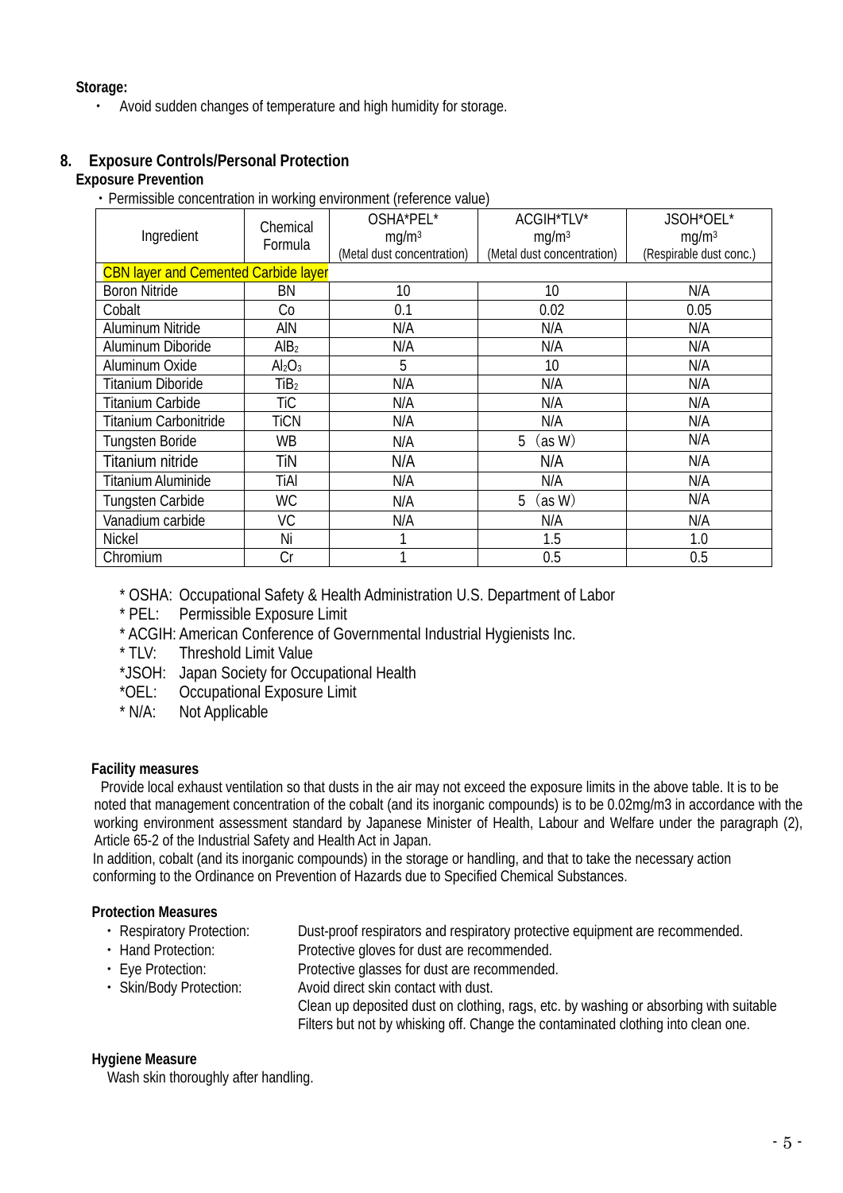**Storage:**

- Avoid sudden changes of temperature and high humidity for storage.

## 8. Exposure Controls/Personal Protection

**Exposure Prevention**

・Permissible concentration in working environment (reference value)

| Ingredient | Chemical Formula | OSHA*PEL* mg/m³ (Metal dust concentration) | ACGIH*TLV* mg/m³ (Metal dust concentration) | JSOH*OEL* mg/m³ (Respirable dust conc.) |
|---|---|---|---|---|
| CBN layer and Cemented Carbide layer | | | | |
| Boron Nitride | BN | 10 | 10 | N/A |
| Cobalt | Co | 0.1 | 0.02 | 0.05 |
| Aluminum Nitride | AlN | N/A | N/A | N/A |
| Aluminum Diboride | $AlB_2$ | N/A | N/A | N/A |
| Aluminum Oxide | $Al_2O_3$ | 5 | 10 | N/A |
| Titanium Diboride | $TiB_2$ | N/A | N/A | N/A |
| Titanium Carbide | TiC | N/A | N/A | N/A |
| Titanium Carbonitride | TiCN | N/A | N/A | N/A |
| Tungsten Boride | WB | N/A | 5 (as W) | N/A |
| Titanium nitride | TiN | N/A | N/A | N/A |
| Titanium Aluminide | TiAl | N/A | N/A | N/A |
| Tungsten Carbide | WC | N/A | 5 (as W) | N/A |
| Vanadium carbide | VC | N/A | N/A | N/A |
| Nickel | Ni | 1 | 1.5 | 1.0 |
| Chromium | Cr | 1 | 0.5 | 0.5 |

\* OSHA: Occupational Safety & Health Administration U.S. Department of Labor
\* PEL: Permissible Exposure Limit
\* ACGIH: American Conference of Governmental Industrial Hygienists Inc.
\* TLV: Threshold Limit Value
*JSOH: Japan Society for Occupational Health
*OEL: Occupational Exposure Limit
\* N/A: Not Applicable

**Facility measures**

Provide local exhaust ventilation so that dusts in the air may not exceed the exposure limits in the above table. It is to be noted that management concentration of the cobalt (and its inorganic compounds) is to be 0.02mg/m3 in accordance with the working environment assessment standard by Japanese Minister of Health, Labour and Welfare under the paragraph (2), Article 65-2 of the Industrial Safety and Health Act in Japan.
In addition, cobalt (and its inorganic compounds) in the storage or handling, and that to take the necessary action conforming to the Ordinance on Prevention of Hazards due to Specified Chemical Substances.

**Protection Measures**

- Respiratory Protection: Dust-proof respirators and respiratory protective equipment are recommended.
- Hand Protection: Protective gloves for dust are recommended.
- Eye Protection: Protective glasses for dust are recommended.
- Skin/Body Protection: Avoid direct skin contact with dust.
  Clean up deposited dust on clothing, rags, etc. by washing or absorbing with suitable Filters but not by whisking off. Change the contaminated clothing into clean one.

**Hygiene Measure**

Wash skin thoroughly after handling.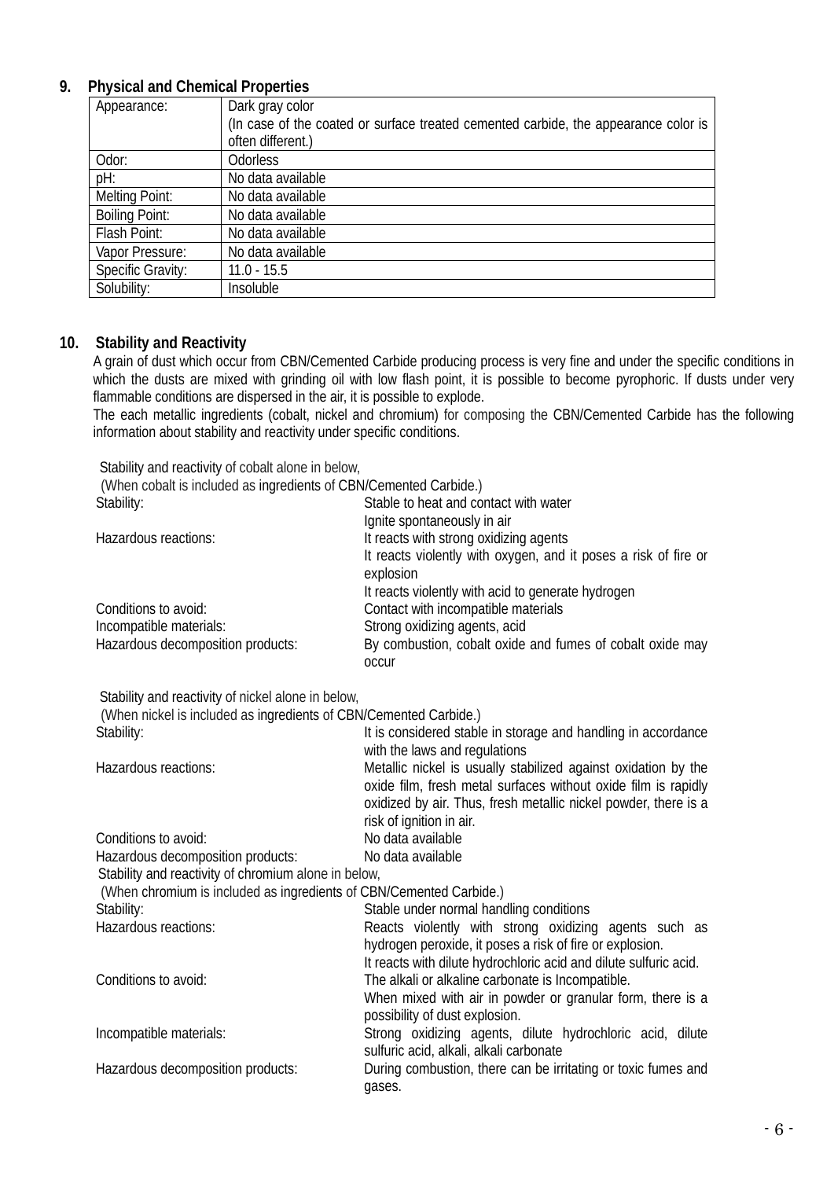## 9. Physical and Chemical Properties

| | |
|---|---|
| Appearance: | Dark gray color<br>(In case of the coated or surface treated cemented carbide, the appearance color is often different.) |
| Odor: | Odorless |
| pH: | No data available |
| Melting Point: | No data available |
| Boiling Point: | No data available |
| Flash Point: | No data available |
| Vapor Pressure: | No data available |
| Specific Gravity: | 11.0 - 15.5 |
| Solubility: | Insoluble |

## 10. Stability and Reactivity

A grain of dust which occur from CBN/Cemented Carbide producing process is very fine and under the specific conditions in which the dusts are mixed with grinding oil with low flash point, it is possible to become pyrophoric. If dusts under very flammable conditions are dispersed in the air, it is possible to explode.

The each metallic ingredients (cobalt, nickel and chromium) for composing the CBN/Cemented Carbide has the following information about stability and reactivity under specific conditions.

Stability and reactivity of cobalt alone in below,
(When cobalt is included as ingredients of CBN/Cemented Carbide.)

| | |
|---|---|
| Stability: | Stable to heat and contact with water<br>Ignite spontaneously in air |
| Hazardous reactions: | It reacts with strong oxidizing agents<br>It reacts violently with oxygen, and it poses a risk of fire or explosion<br>It reacts violently with acid to generate hydrogen |
| Conditions to avoid: | Contact with incompatible materials |
| Incompatible materials: | Strong oxidizing agents, acid |
| Hazardous decomposition products: | By combustion, cobalt oxide and fumes of cobalt oxide may occur |

Stability and reactivity of nickel alone in below,
(When nickel is included as ingredients of CBN/Cemented Carbide.)

| | |
|---|---|
| Stability: | It is considered stable in storage and handling in accordance with the laws and regulations |
| Hazardous reactions: | Metallic nickel is usually stabilized against oxidation by the oxide film, fresh metal surfaces without oxide film is rapidly oxidized by air. Thus, fresh metallic nickel powder, there is a risk of ignition in air. |
| Conditions to avoid: | No data available |
| Hazardous decomposition products: | No data available |

Stability and reactivity of chromium alone in below,
(When chromium is included as ingredients of CBN/Cemented Carbide.)

| | |
|---|---|
| Stability: | Stable under normal handling conditions |
| Hazardous reactions: | Reacts violently with strong oxidizing agents such as hydrogen peroxide, it poses a risk of fire or explosion.<br>It reacts with dilute hydrochloric acid and dilute sulfuric acid. |
| Conditions to avoid: | The alkali or alkaline carbonate is Incompatible.<br>When mixed with air in powder or granular form, there is a possibility of dust explosion. |
| Incompatible materials: | Strong oxidizing agents, dilute hydrochloric acid, dilute sulfuric acid, alkali, alkali carbonate |
| Hazardous decomposition products: | During combustion, there can be irritating or toxic fumes and gases. |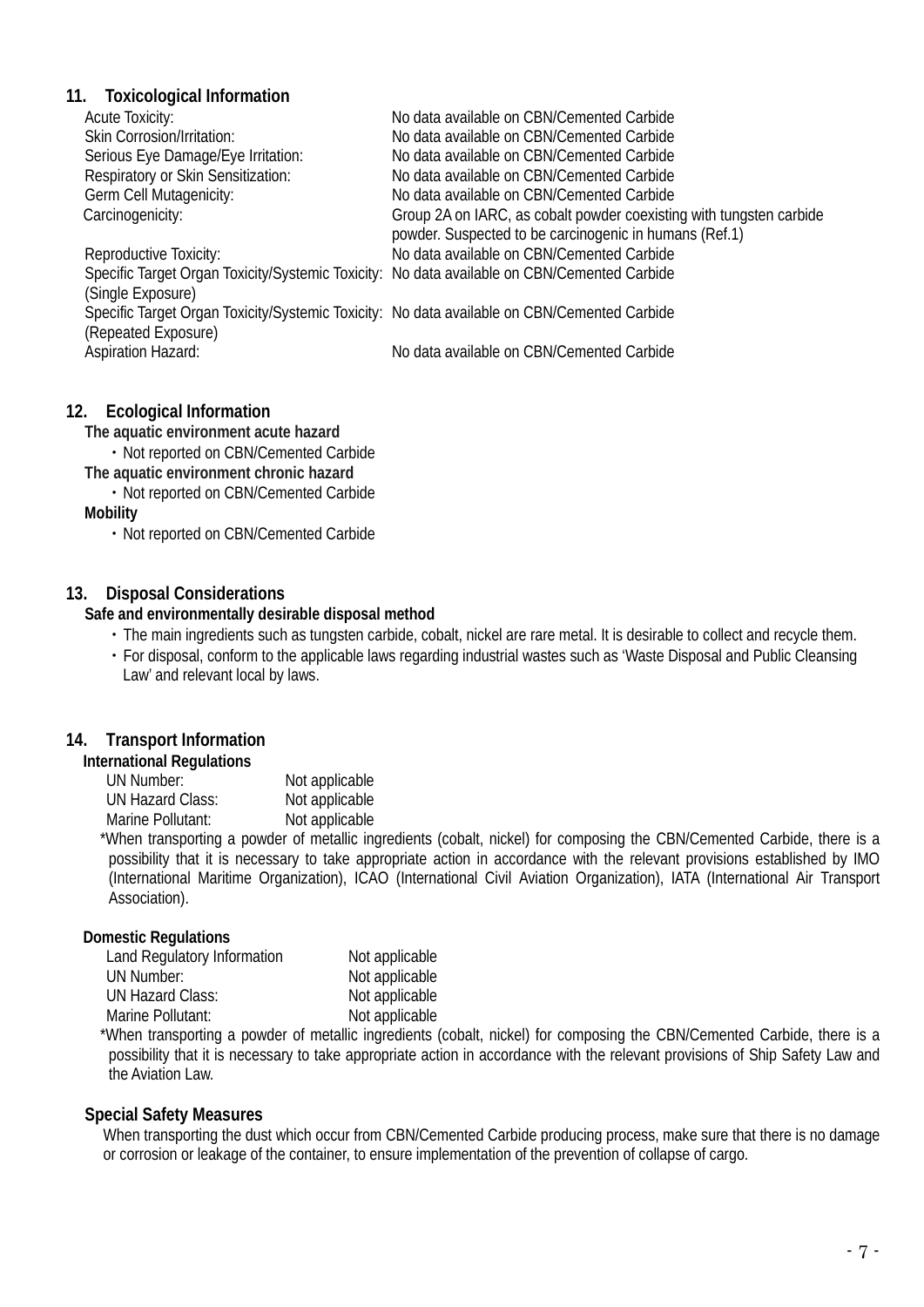## 11. Toxicological Information

| | |
|---|---|
| Acute Toxicity: | No data available on CBN/Cemented Carbide |
| Skin Corrosion/Irritation: | No data available on CBN/Cemented Carbide |
| Serious Eye Damage/Eye Irritation: | No data available on CBN/Cemented Carbide |
| Respiratory or Skin Sensitization: | No data available on CBN/Cemented Carbide |
| Germ Cell Mutagenicity: | No data available on CBN/Cemented Carbide |
| Carcinogenicity: | Group 2A on IARC, as cobalt powder coexisting with tungsten carbide powder. Suspected to be carcinogenic in humans (Ref.1) |
| Reproductive Toxicity: | No data available on CBN/Cemented Carbide |
| Specific Target Organ Toxicity/Systemic Toxicity: (Single Exposure) | No data available on CBN/Cemented Carbide |
| Specific Target Organ Toxicity/Systemic Toxicity: (Repeated Exposure) | No data available on CBN/Cemented Carbide |
| Aspiration Hazard: | No data available on CBN/Cemented Carbide |

## 12. Ecological Information

**The aquatic environment acute hazard**

・Not reported on CBN/Cemented Carbide

**The aquatic environment chronic hazard**

・Not reported on CBN/Cemented Carbide

**Mobility**

・Not reported on CBN/Cemented Carbide

## 13. Disposal Considerations

**Safe and environmentally desirable disposal method**

・The main ingredients such as tungsten carbide, cobalt, nickel are rare metal. It is desirable to collect and recycle them.

・For disposal, conform to the applicable laws regarding industrial wastes such as ‘Waste Disposal and Public Cleansing Law’ and relevant local by laws.

## 14. Transport Information

**International Regulations**

| | |
|---|---|
| UN Number: | Not applicable |
| UN Hazard Class: | Not applicable |
| Marine Pollutant: | Not applicable |

*When transporting a powder of metallic ingredients (cobalt, nickel) for composing the CBN/Cemented Carbide, there is a possibility that it is necessary to take appropriate action in accordance with the relevant provisions established by IMO (International Maritime Organization), ICAO (International Civil Aviation Organization), IATA (International Air Transport Association).

**Domestic Regulations**

| | |
|---|---|
| Land Regulatory Information | Not applicable |
| UN Number: | Not applicable |
| UN Hazard Class: | Not applicable |
| Marine Pollutant: | Not applicable |

*When transporting a powder of metallic ingredients (cobalt, nickel) for composing the CBN/Cemented Carbide, there is a possibility that it is necessary to take appropriate action in accordance with the relevant provisions of Ship Safety Law and the Aviation Law.

**Special Safety Measures**

When transporting the dust which occur from CBN/Cemented Carbide producing process, make sure that there is no damage or corrosion or leakage of the container, to ensure implementation of the prevention of collapse of cargo.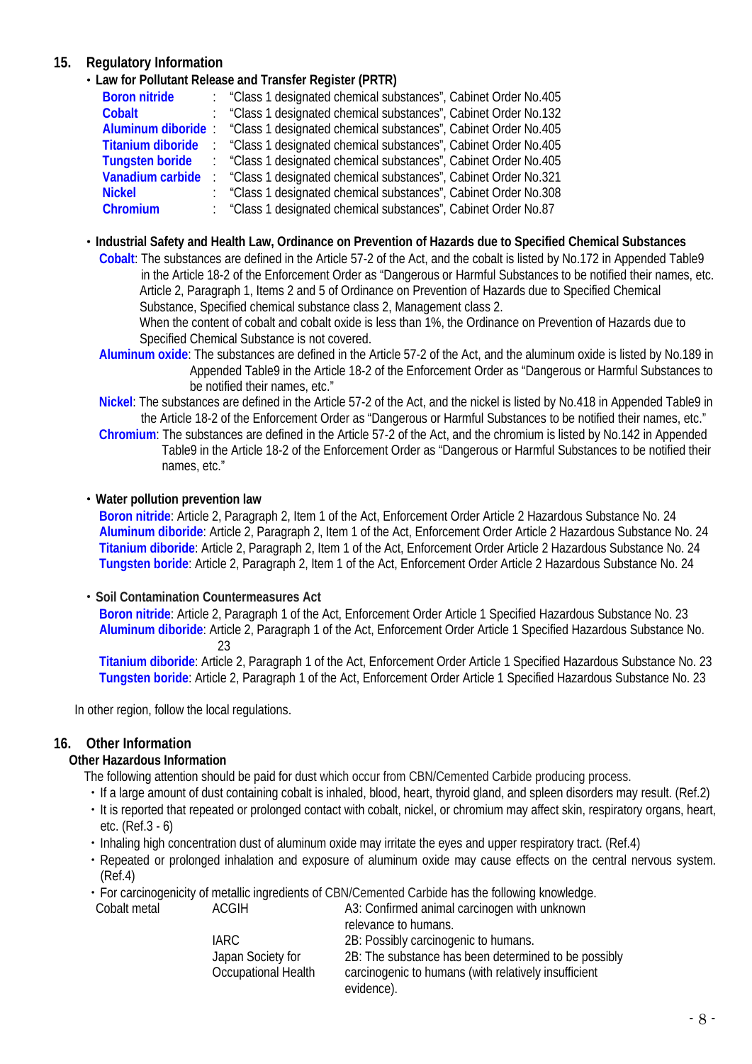## 15. Regulatory Information

・**Law for Pollutant Release and Transfer Register (PRTR)**

| | | |
|---|---|---|
| **Boron nitride** | : | "Class 1 designated chemical substances", Cabinet Order No.405 |
| **Cobalt** | : | "Class 1 designated chemical substances", Cabinet Order No.132 |
| **Aluminum diboride** | : | "Class 1 designated chemical substances", Cabinet Order No.405 |
| **Titanium diboride** | : | "Class 1 designated chemical substances", Cabinet Order No.405 |
| **Tungsten boride** | : | "Class 1 designated chemical substances", Cabinet Order No.405 |
| **Vanadium carbide** | : | "Class 1 designated chemical substances", Cabinet Order No.321 |
| **Nickel** | : | "Class 1 designated chemical substances", Cabinet Order No.308 |
| **Chromium** | : | "Class 1 designated chemical substances", Cabinet Order No.87 |

・**Industrial Safety and Health Law, Ordinance on Prevention of Hazards due to Specified Chemical Substances**

**Cobalt**: The substances are defined in the Article 57-2 of the Act, and the cobalt is listed by No.172 in Appended Table9 in the Article 18-2 of the Enforcement Order as "Dangerous or Harmful Substances to be notified their names, etc. Article 2, Paragraph 1, Items 2 and 5 of Ordinance on Prevention of Hazards due to Specified Chemical Substance, Specified chemical substance class 2, Management class 2.
When the content of cobalt and cobalt oxide is less than 1%, the Ordinance on Prevention of Hazards due to Specified Chemical Substance is not covered.

**Aluminum oxide**: The substances are defined in the Article 57-2 of the Act, and the aluminum oxide is listed by No.189 in Appended Table9 in the Article 18-2 of the Enforcement Order as "Dangerous or Harmful Substances to be notified their names, etc."

**Nickel**: The substances are defined in the Article 57-2 of the Act, and the nickel is listed by No.418 in Appended Table9 in the Article 18-2 of the Enforcement Order as "Dangerous or Harmful Substances to be notified their names, etc."

**Chromium**: The substances are defined in the Article 57-2 of the Act, and the chromium is listed by No.142 in Appended Table9 in the Article 18-2 of the Enforcement Order as "Dangerous or Harmful Substances to be notified their names, etc."

・**Water pollution prevention law**

**Boron nitride**: Article 2, Paragraph 2, Item 1 of the Act, Enforcement Order Article 2 Hazardous Substance No. 24
**Aluminum diboride**: Article 2, Paragraph 2, Item 1 of the Act, Enforcement Order Article 2 Hazardous Substance No. 24
**Titanium diboride**: Article 2, Paragraph 2, Item 1 of the Act, Enforcement Order Article 2 Hazardous Substance No. 24
**Tungsten boride**: Article 2, Paragraph 2, Item 1 of the Act, Enforcement Order Article 2 Hazardous Substance No. 24

・**Soil Contamination Countermeasures Act**

**Boron nitride**: Article 2, Paragraph 1 of the Act, Enforcement Order Article 1 Specified Hazardous Substance No. 23
**Aluminum diboride**: Article 2, Paragraph 1 of the Act, Enforcement Order Article 1 Specified Hazardous Substance No. 23
**Titanium diboride**: Article 2, Paragraph 1 of the Act, Enforcement Order Article 1 Specified Hazardous Substance No. 23
**Tungsten boride**: Article 2, Paragraph 1 of the Act, Enforcement Order Article 1 Specified Hazardous Substance No. 23

In other region, follow the local regulations.

## 16. Other Information

### Other Hazardous Information

The following attention should be paid for dust which occur from CBN/Cemented Carbide producing process.

・If a large amount of dust containing cobalt is inhaled, blood, heart, thyroid gland, and spleen disorders may result. (Ref.2)
・It is reported that repeated or prolonged contact with cobalt, nickel, or chromium may affect skin, respiratory organs, heart, etc. (Ref.3 - 6)
・Inhaling high concentration dust of aluminum oxide may irritate the eyes and upper respiratory tract. (Ref.4)
・Repeated or prolonged inhalation and exposure of aluminum oxide may cause effects on the central nervous system. (Ref.4)
・For carcinogenicity of metallic ingredients of CBN/Cemented Carbide has the following knowledge.

| | | |
|---|---|---|
| Cobalt metal | ACGIH | A3: Confirmed animal carcinogen with unknown relevance to humans. |
| | IARC | 2B: Possibly carcinogenic to humans. |
| | Japan Society for Occupational Health | 2B: The substance has been determined to be possibly carcinogenic to humans (with relatively insufficient evidence). |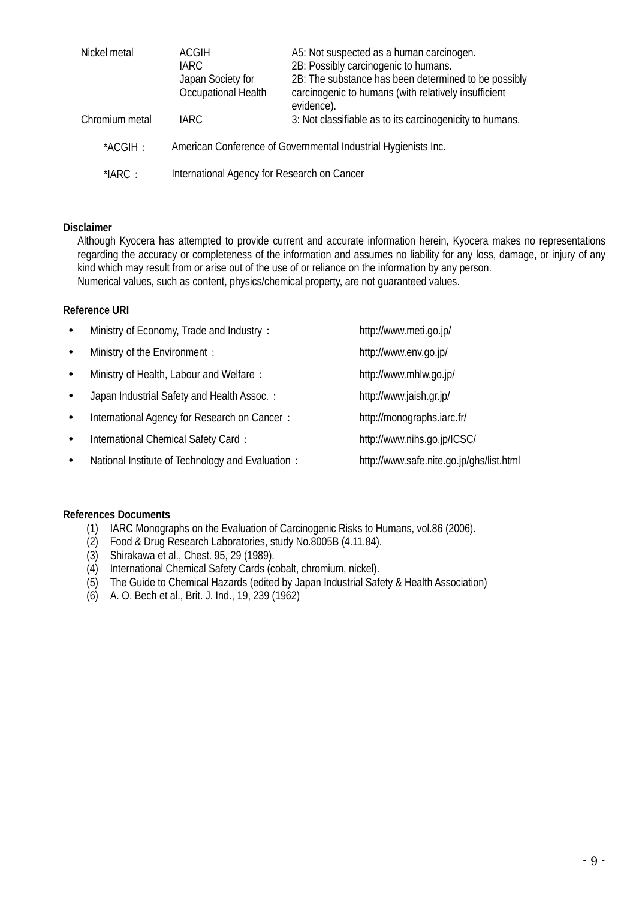| | | |
|---|---|---|
| Nickel metal | ACGIH | A5: Not suspected as a human carcinogen. |
| | IARC | 2B: Possibly carcinogenic to humans. |
| | Japan Society for Occupational Health | 2B: The substance has been determined to be possibly carcinogenic to humans (with relatively insufficient evidence). |
| Chromium metal | IARC | 3: Not classifiable as to its carcinogenicity to humans. |

*ACGIH： American Conference of Governmental Industrial Hygienists Inc.

*IARC： International Agency for Research on Cancer

**Disclaimer**

Although Kyocera has attempted to provide current and accurate information herein, Kyocera makes no representations regarding the accuracy or completeness of the information and assumes no liability for any loss, damage, or injury of any kind which may result from or arise out of the use of or reliance on the information by any person.
Numerical values, such as content, physics/chemical property, are not guaranteed values.

**Reference URI**

- Ministry of Economy, Trade and Industry： http://www.meti.go.jp/
- Ministry of the Environment： http://www.env.go.jp/
- Ministry of Health, Labour and Welfare： http://www.mhlw.go.jp/
- Japan Industrial Safety and Health Assoc.： http://www.jaish.gr.jp/
- International Agency for Research on Cancer： http://monographs.iarc.fr/
- International Chemical Safety Card： http://www.nihs.go.jp/ICSC/
- National Institute of Technology and Evaluation： http://www.safe.nite.go.jp/ghs/list.html

**References Documents**

(1) IARC Monographs on the Evaluation of Carcinogenic Risks to Humans, vol.86 (2006).
(2) Food & Drug Research Laboratories, study No.8005B (4.11.84).
(3) Shirakawa et al., Chest. 95, 29 (1989).
(4) International Chemical Safety Cards (cobalt, chromium, nickel).
(5) The Guide to Chemical Hazards (edited by Japan Industrial Safety & Health Association)
(6) A. O. Bech et al., Brit. J. Ind., 19, 239 (1962)